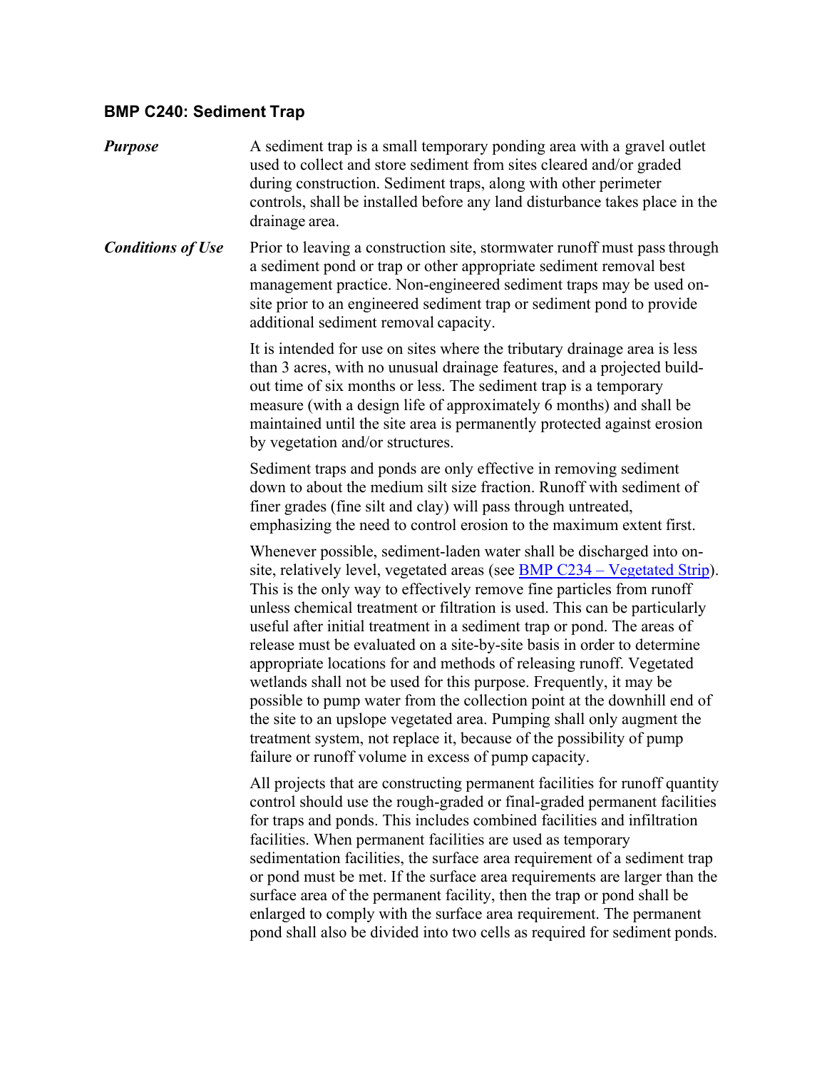### BMP C240: Sediment Trap

***Purpose***

A sediment trap is a small temporary ponding area with a gravel outlet used to collect and store sediment from sites cleared and/or graded during construction. Sediment traps, along with other perimeter controls, shall be installed before any land disturbance takes place in the drainage area.

***Conditions of Use***

Prior to leaving a construction site, stormwater runoff must pass through a sediment pond or trap or other appropriate sediment removal best management practice. Non-engineered sediment traps may be used on-site prior to an engineered sediment trap or sediment pond to provide additional sediment removal capacity.

It is intended for use on sites where the tributary drainage area is less than 3 acres, with no unusual drainage features, and a projected build-out time of six months or less. The sediment trap is a temporary measure (with a design life of approximately 6 months) and shall be maintained until the site area is permanently protected against erosion by vegetation and/or structures.

Sediment traps and ponds are only effective in removing sediment down to about the medium silt size fraction. Runoff with sediment of finer grades (fine silt and clay) will pass through untreated, emphasizing the need to control erosion to the maximum extent first.

Whenever possible, sediment-laden water shall be discharged into on-site, relatively level, vegetated areas (see BMP C234 – Vegetated Strip). This is the only way to effectively remove fine particles from runoff unless chemical treatment or filtration is used. This can be particularly useful after initial treatment in a sediment trap or pond. The areas of release must be evaluated on a site-by-site basis in order to determine appropriate locations for and methods of releasing runoff. Vegetated wetlands shall not be used for this purpose. Frequently, it may be possible to pump water from the collection point at the downhill end of the site to an upslope vegetated area. Pumping shall only augment the treatment system, not replace it, because of the possibility of pump failure or runoff volume in excess of pump capacity.

All projects that are constructing permanent facilities for runoff quantity control should use the rough-graded or final-graded permanent facilities for traps and ponds. This includes combined facilities and infiltration facilities. When permanent facilities are used as temporary sedimentation facilities, the surface area requirement of a sediment trap or pond must be met. If the surface area requirements are larger than the surface area of the permanent facility, then the trap or pond shall be enlarged to comply with the surface area requirement. The permanent pond shall also be divided into two cells as required for sediment ponds.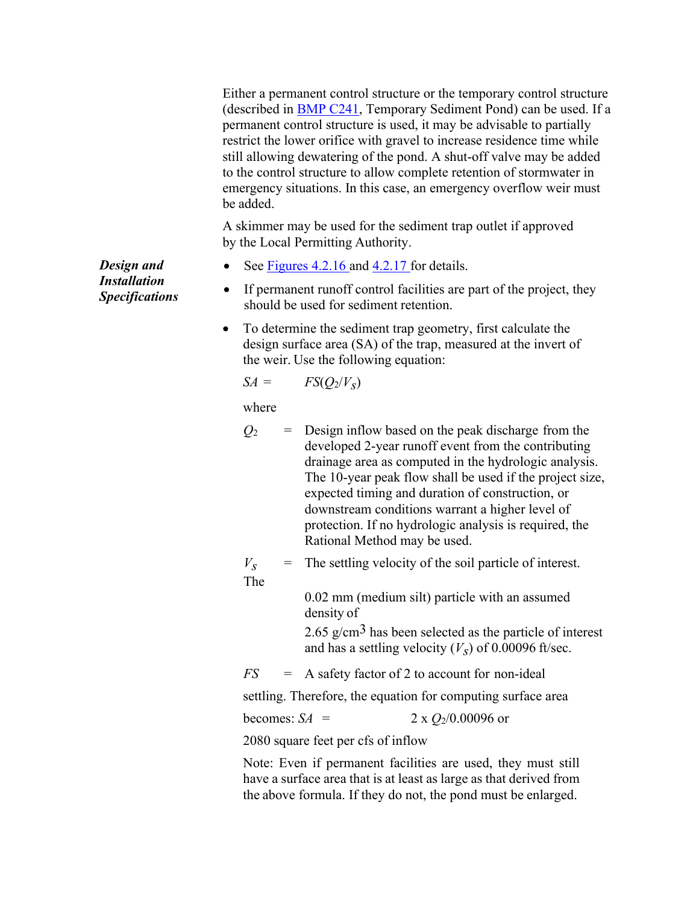Either a permanent control structure or the temporary control structure (described in BMP C241, Temporary Sediment Pond) can be used. If a permanent control structure is used, it may be advisable to partially restrict the lower orifice with gravel to increase residence time while still allowing dewatering of the pond. A shut-off valve may be added to the control structure to allow complete retention of stormwater in emergency situations. In this case, an emergency overflow weir must be added.

A skimmer may be used for the sediment trap outlet if approved by the Local Permitting Authority.

***Design and Installation Specifications***

- See Figures 4.2.16 and 4.2.17 for details.
- If permanent runoff control facilities are part of the project, they should be used for sediment retention.
- To determine the sediment trap geometry, first calculate the design surface area (SA) of the trap, measured at the invert of the weir. Use the following equation:

  $SA = FS(Q_2/V_S)$

  where

  $Q_2$ = Design inflow based on the peak discharge from the developed 2-year runoff event from the contributing drainage area as computed in the hydrologic analysis. The 10-year peak flow shall be used if the project size, expected timing and duration of construction, or downstream conditions warrant a higher level of protection. If no hydrologic analysis is required, the Rational Method may be used.

  $V_S$ = The settling velocity of the soil particle of interest. The 0.02 mm (medium silt) particle with an assumed density of 2.65 g/cm$^3$ has been selected as the particle of interest and has a settling velocity ($V_S$) of 0.00096 ft/sec.

  $FS$ = A safety factor of 2 to account for non-ideal settling. Therefore, the equation for computing surface area becomes: $SA = 2 \times Q_2/0.00096$ or 2080 square feet per cfs of inflow

  Note: Even if permanent facilities are used, they must still have a surface area that is at least as large as that derived from the above formula. If they do not, the pond must be enlarged.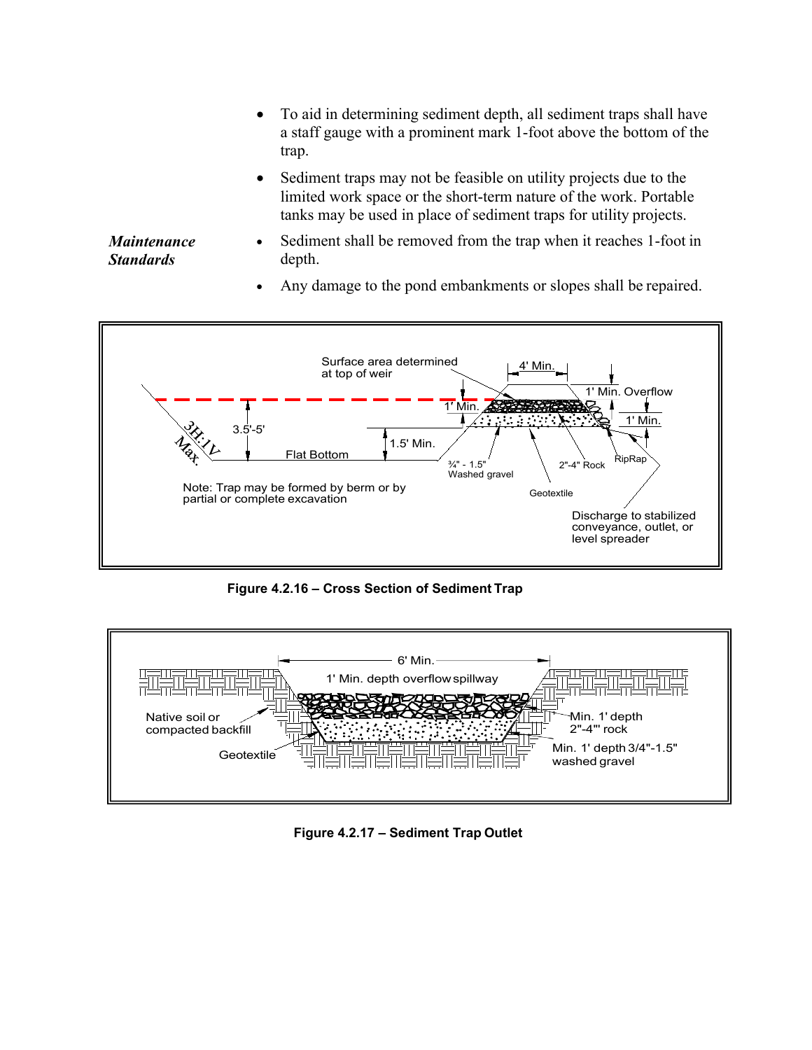- To aid in determining sediment depth, all sediment traps shall have a staff gauge with a prominent mark 1-foot above the bottom of the trap.
- Sediment traps may not be feasible on utility projects due to the limited work space or the short-term nature of the work. Portable tanks may be used in place of sediment traps for utility projects.

***Maintenance Standards***

- Sediment shall be removed from the trap when it reaches 1-foot in depth.
- Any damage to the pond embankments or slopes shall be repaired.

Surface area determined at top of weir

4' Min.

1' Min. Overflow

1' Min.

1' Min.

3H:1V Max.

3.5'-5'

1.5' Min.

Flat Bottom

¾" - 1.5" Washed gravel

2"-4" Rock

RipRap

Geotextile

Note: Trap may be formed by berm or by partial or complete excavation

Discharge to stabilized conveyance, outlet, or level spreader

**Figure 4.2.16 – Cross Section of Sediment Trap**

6' Min.

1' Min. depth overflow spillway

Native soil or compacted backfill

Geotextile

Min. 1' depth 2"-4"' rock

Min. 1' depth 3/4"-1.5" washed gravel

**Figure 4.2.17 – Sediment Trap Outlet**